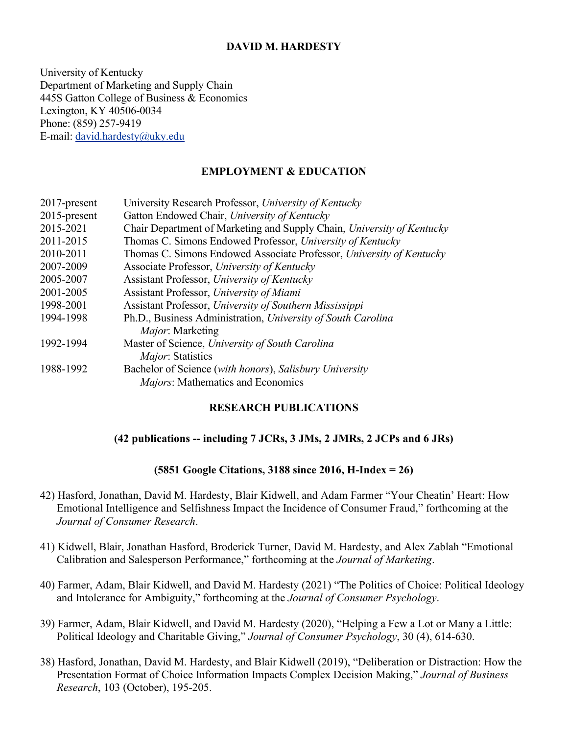# DAVID M. HARDESTY

University of Kentucky
Department of Marketing and Supply Chain
445S Gatton College of Business & Economics
Lexington, KY 40506-0034
Phone: (859) 257-9419
E-mail: david.hardesty@uky.edu

## EMPLOYMENT & EDUCATION

| | |
|---|---|
| 2017-present | University Research Professor, *University of Kentucky* |
| 2015-present | Gatton Endowed Chair, *University of Kentucky* |
| 2015-2021 | Chair Department of Marketing and Supply Chain, *University of Kentucky* |
| 2011-2015 | Thomas C. Simons Endowed Professor, *University of Kentucky* |
| 2010-2011 | Thomas C. Simons Endowed Associate Professor, *University of Kentucky* |
| 2007-2009 | Associate Professor, *University of Kentucky* |
| 2005-2007 | Assistant Professor, *University of Kentucky* |
| 2001-2005 | Assistant Professor, *University of Miami* |
| 1998-2001 | Assistant Professor, *University of Southern Mississippi* |
| 1994-1998 | Ph.D., Business Administration, *University of South Carolina*<br>*Major*: Marketing |
| 1992-1994 | Master of Science, *University of South Carolina*<br>*Major*: Statistics |
| 1988-1992 | Bachelor of Science (*with honors*), *Salisbury University*<br>*Majors*: Mathematics and Economics |

## RESEARCH PUBLICATIONS

**(42 publications -- including 7 JCRs, 3 JMs, 2 JMRs, 2 JCPs and 6 JRs)**

**(5851 Google Citations, 3188 since 2016, H-Index = 26)**

42) Hasford, Jonathan, David M. Hardesty, Blair Kidwell, and Adam Farmer "Your Cheatin' Heart: How Emotional Intelligence and Selfishness Impact the Incidence of Consumer Fraud," forthcoming at the *Journal of Consumer Research*.

41) Kidwell, Blair, Jonathan Hasford, Broderick Turner, David M. Hardesty, and Alex Zablah "Emotional Calibration and Salesperson Performance," forthcoming at the *Journal of Marketing*.

40) Farmer, Adam, Blair Kidwell, and David M. Hardesty (2021) "The Politics of Choice: Political Ideology and Intolerance for Ambiguity," forthcoming at the *Journal of Consumer Psychology*.

39) Farmer, Adam, Blair Kidwell, and David M. Hardesty (2020), "Helping a Few a Lot or Many a Little: Political Ideology and Charitable Giving," *Journal of Consumer Psychology*, 30 (4), 614-630.

38) Hasford, Jonathan, David M. Hardesty, and Blair Kidwell (2019), "Deliberation or Distraction: How the Presentation Format of Choice Information Impacts Complex Decision Making," *Journal of Business Research*, 103 (October), 195-205.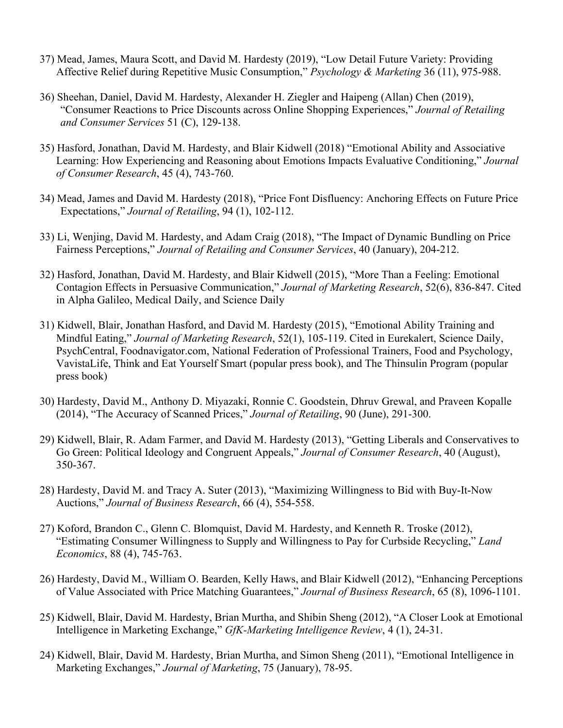37) Mead, James, Maura Scott, and David M. Hardesty (2019), "Low Detail Future Variety: Providing Affective Relief during Repetitive Music Consumption," *Psychology & Marketing* 36 (11), 975-988.

36) Sheehan, Daniel, David M. Hardesty, Alexander H. Ziegler and Haipeng (Allan) Chen (2019), "Consumer Reactions to Price Discounts across Online Shopping Experiences," *Journal of Retailing and Consumer Services* 51 (C), 129-138.

35) Hasford, Jonathan, David M. Hardesty, and Blair Kidwell (2018) "Emotional Ability and Associative Learning: How Experiencing and Reasoning about Emotions Impacts Evaluative Conditioning," *Journal of Consumer Research*, 45 (4), 743-760.

34) Mead, James and David M. Hardesty (2018), "Price Font Disfluency: Anchoring Effects on Future Price Expectations," *Journal of Retailing*, 94 (1), 102-112.

33) Li, Wenjing, David M. Hardesty, and Adam Craig (2018), "The Impact of Dynamic Bundling on Price Fairness Perceptions," *Journal of Retailing and Consumer Services*, 40 (January), 204-212.

32) Hasford, Jonathan, David M. Hardesty, and Blair Kidwell (2015), "More Than a Feeling: Emotional Contagion Effects in Persuasive Communication," *Journal of Marketing Research*, 52(6), 836-847. Cited in Alpha Galileo, Medical Daily, and Science Daily

31) Kidwell, Blair, Jonathan Hasford, and David M. Hardesty (2015), "Emotional Ability Training and Mindful Eating," *Journal of Marketing Research*, 52(1), 105-119. Cited in Eurekalert, Science Daily, PsychCentral, Foodnavigator.com, National Federation of Professional Trainers, Food and Psychology, VavistaLife, Think and Eat Yourself Smart (popular press book), and The Thinsulin Program (popular press book)

30) Hardesty, David M., Anthony D. Miyazaki, Ronnie C. Goodstein, Dhruv Grewal, and Praveen Kopalle (2014), "The Accuracy of Scanned Prices," *Journal of Retailing*, 90 (June), 291-300.

29) Kidwell, Blair, R. Adam Farmer, and David M. Hardesty (2013), "Getting Liberals and Conservatives to Go Green: Political Ideology and Congruent Appeals," *Journal of Consumer Research*, 40 (August), 350-367.

28) Hardesty, David M. and Tracy A. Suter (2013), "Maximizing Willingness to Bid with Buy-It-Now Auctions," *Journal of Business Research*, 66 (4), 554-558.

27) Koford, Brandon C., Glenn C. Blomquist, David M. Hardesty, and Kenneth R. Troske (2012), "Estimating Consumer Willingness to Supply and Willingness to Pay for Curbside Recycling," *Land Economics*, 88 (4), 745-763.

26) Hardesty, David M., William O. Bearden, Kelly Haws, and Blair Kidwell (2012), "Enhancing Perceptions of Value Associated with Price Matching Guarantees," *Journal of Business Research*, 65 (8), 1096-1101.

25) Kidwell, Blair, David M. Hardesty, Brian Murtha, and Shibin Sheng (2012), "A Closer Look at Emotional Intelligence in Marketing Exchange," *GfK-Marketing Intelligence Review*, 4 (1), 24-31.

24) Kidwell, Blair, David M. Hardesty, Brian Murtha, and Simon Sheng (2011), "Emotional Intelligence in Marketing Exchanges," *Journal of Marketing*, 75 (January), 78-95.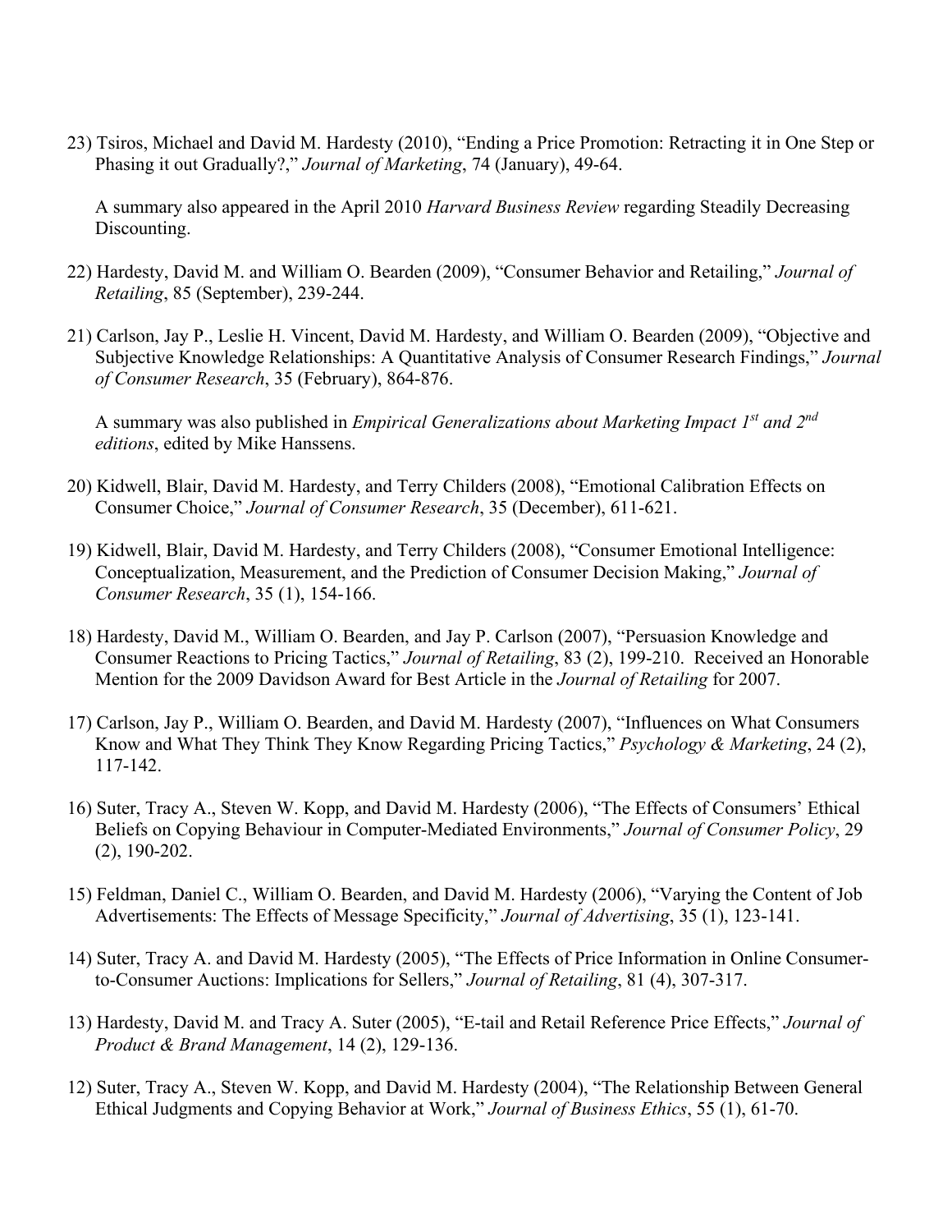23) Tsiros, Michael and David M. Hardesty (2010), "Ending a Price Promotion: Retracting it in One Step or Phasing it out Gradually?," *Journal of Marketing*, 74 (January), 49-64.

A summary also appeared in the April 2010 *Harvard Business Review* regarding Steadily Decreasing Discounting.

22) Hardesty, David M. and William O. Bearden (2009), "Consumer Behavior and Retailing," *Journal of Retailing*, 85 (September), 239-244.

21) Carlson, Jay P., Leslie H. Vincent, David M. Hardesty, and William O. Bearden (2009), "Objective and Subjective Knowledge Relationships: A Quantitative Analysis of Consumer Research Findings," *Journal of Consumer Research*, 35 (February), 864-876.

A summary was also published in *Empirical Generalizations about Marketing Impact 1st and 2nd editions*, edited by Mike Hanssens.

20) Kidwell, Blair, David M. Hardesty, and Terry Childers (2008), "Emotional Calibration Effects on Consumer Choice," *Journal of Consumer Research*, 35 (December), 611-621.

19) Kidwell, Blair, David M. Hardesty, and Terry Childers (2008), "Consumer Emotional Intelligence: Conceptualization, Measurement, and the Prediction of Consumer Decision Making," *Journal of Consumer Research*, 35 (1), 154-166.

18) Hardesty, David M., William O. Bearden, and Jay P. Carlson (2007), "Persuasion Knowledge and Consumer Reactions to Pricing Tactics," *Journal of Retailing*, 83 (2), 199-210. Received an Honorable Mention for the 2009 Davidson Award for Best Article in the *Journal of Retailing* for 2007.

17) Carlson, Jay P., William O. Bearden, and David M. Hardesty (2007), "Influences on What Consumers Know and What They Think They Know Regarding Pricing Tactics," *Psychology & Marketing*, 24 (2), 117-142.

16) Suter, Tracy A., Steven W. Kopp, and David M. Hardesty (2006), "The Effects of Consumers' Ethical Beliefs on Copying Behaviour in Computer-Mediated Environments," *Journal of Consumer Policy*, 29 (2), 190-202.

15) Feldman, Daniel C., William O. Bearden, and David M. Hardesty (2006), "Varying the Content of Job Advertisements: The Effects of Message Specificity," *Journal of Advertising*, 35 (1), 123-141.

14) Suter, Tracy A. and David M. Hardesty (2005), "The Effects of Price Information in Online Consumer-to-Consumer Auctions: Implications for Sellers," *Journal of Retailing*, 81 (4), 307-317.

13) Hardesty, David M. and Tracy A. Suter (2005), "E-tail and Retail Reference Price Effects," *Journal of Product & Brand Management*, 14 (2), 129-136.

12) Suter, Tracy A., Steven W. Kopp, and David M. Hardesty (2004), "The Relationship Between General Ethical Judgments and Copying Behavior at Work," *Journal of Business Ethics*, 55 (1), 61-70.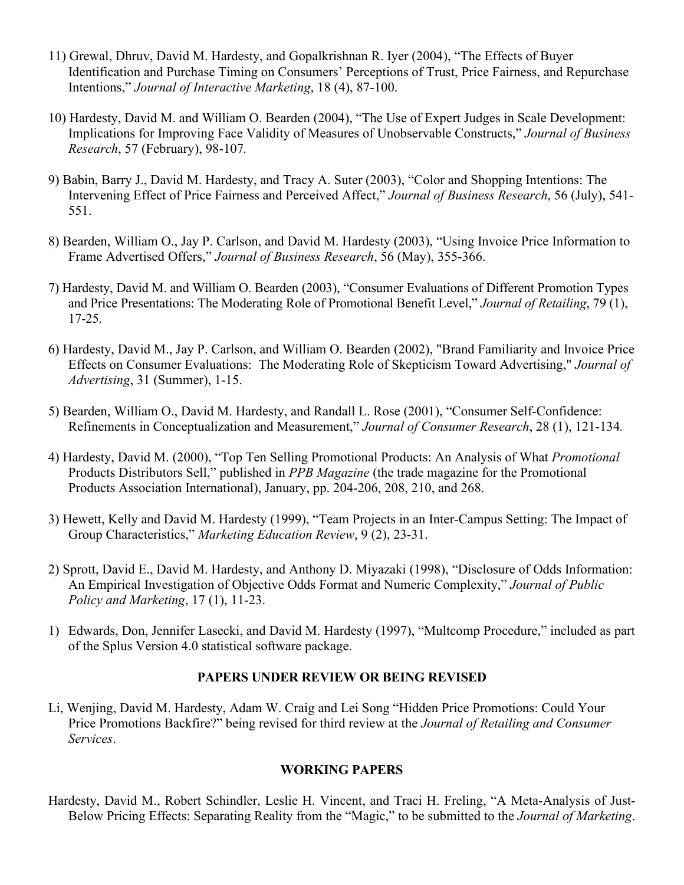11) Grewal, Dhruv, David M. Hardesty, and Gopalkrishnan R. Iyer (2004), "The Effects of Buyer Identification and Purchase Timing on Consumers' Perceptions of Trust, Price Fairness, and Repurchase Intentions," *Journal of Interactive Marketing*, 18 (4), 87-100.

10) Hardesty, David M. and William O. Bearden (2004), "The Use of Expert Judges in Scale Development: Implications for Improving Face Validity of Measures of Unobservable Constructs," *Journal of Business Research*, 57 (February), 98-107.

9) Babin, Barry J., David M. Hardesty, and Tracy A. Suter (2003), "Color and Shopping Intentions: The Intervening Effect of Price Fairness and Perceived Affect," *Journal of Business Research*, 56 (July), 541-551.

8) Bearden, William O., Jay P. Carlson, and David M. Hardesty (2003), "Using Invoice Price Information to Frame Advertised Offers," *Journal of Business Research*, 56 (May), 355-366.

7) Hardesty, David M. and William O. Bearden (2003), "Consumer Evaluations of Different Promotion Types and Price Presentations: The Moderating Role of Promotional Benefit Level," *Journal of Retailing*, 79 (1), 17-25.

6) Hardesty, David M., Jay P. Carlson, and William O. Bearden (2002), "Brand Familiarity and Invoice Price Effects on Consumer Evaluations: The Moderating Role of Skepticism Toward Advertising," *Journal of Advertising*, 31 (Summer), 1-15.

5) Bearden, William O., David M. Hardesty, and Randall L. Rose (2001), "Consumer Self-Confidence: Refinements in Conceptualization and Measurement," *Journal of Consumer Research*, 28 (1), 121-134.

4) Hardesty, David M. (2000), "Top Ten Selling Promotional Products: An Analysis of What *Promotional* Products Distributors Sell," published in *PPB Magazine* (the trade magazine for the Promotional Products Association International), January, pp. 204-206, 208, 210, and 268.

3) Hewett, Kelly and David M. Hardesty (1999), "Team Projects in an Inter-Campus Setting: The Impact of Group Characteristics," *Marketing Education Review*, 9 (2), 23-31.

2) Sprott, David E., David M. Hardesty, and Anthony D. Miyazaki (1998), "Disclosure of Odds Information: An Empirical Investigation of Objective Odds Format and Numeric Complexity," *Journal of Public Policy and Marketing*, 17 (1), 11-23.

1) Edwards, Don, Jennifer Lasecki, and David M. Hardesty (1997), "Multcomp Procedure," included as part of the Splus Version 4.0 statistical software package.

**PAPERS UNDER REVIEW OR BEING REVISED**

Li, Wenjing, David M. Hardesty, Adam W. Craig and Lei Song "Hidden Price Promotions: Could Your Price Promotions Backfire?" being revised for third review at the *Journal of Retailing and Consumer Services*.

**WORKING PAPERS**

Hardesty, David M., Robert Schindler, Leslie H. Vincent, and Traci H. Freling, "A Meta-Analysis of Just-Below Pricing Effects: Separating Reality from the "Magic," to be submitted to the *Journal of Marketing*.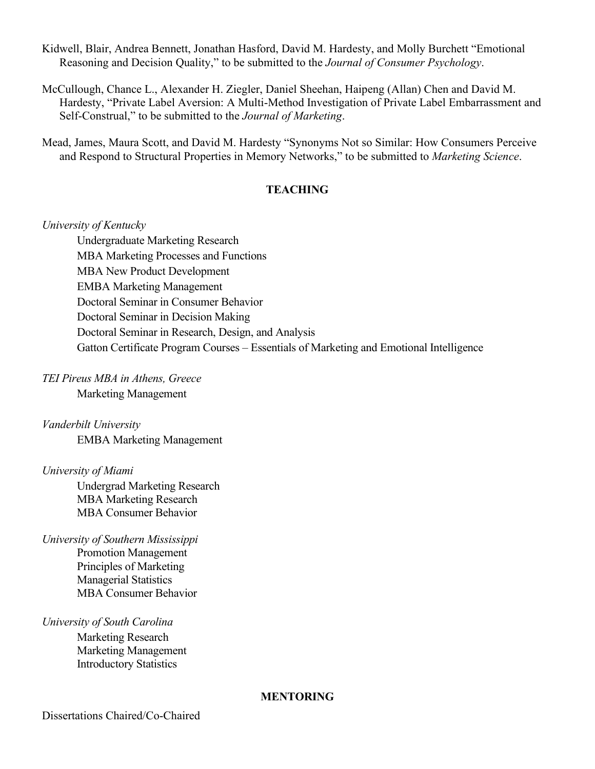Kidwell, Blair, Andrea Bennett, Jonathan Hasford, David M. Hardesty, and Molly Burchett "Emotional Reasoning and Decision Quality," to be submitted to the *Journal of Consumer Psychology*.

McCullough, Chance L., Alexander H. Ziegler, Daniel Sheehan, Haipeng (Allan) Chen and David M. Hardesty, "Private Label Aversion: A Multi-Method Investigation of Private Label Embarrassment and Self-Construal," to be submitted to the *Journal of Marketing*.

Mead, James, Maura Scott, and David M. Hardesty "Synonyms Not so Similar: How Consumers Perceive and Respond to Structural Properties in Memory Networks," to be submitted to *Marketing Science*.

## TEACHING

*University of Kentucky*

- Undergraduate Marketing Research
- MBA Marketing Processes and Functions
- MBA New Product Development
- EMBA Marketing Management
- Doctoral Seminar in Consumer Behavior
- Doctoral Seminar in Decision Making
- Doctoral Seminar in Research, Design, and Analysis
- Gatton Certificate Program Courses – Essentials of Marketing and Emotional Intelligence

*TEI Pireus MBA in Athens, Greece*

- Marketing Management

*Vanderbilt University*

- EMBA Marketing Management

*University of Miami*

- Undergrad Marketing Research
- MBA Marketing Research
- MBA Consumer Behavior

*University of Southern Mississippi*

- Promotion Management
- Principles of Marketing
- Managerial Statistics
- MBA Consumer Behavior

*University of South Carolina*

- Marketing Research
- Marketing Management
- Introductory Statistics

## MENTORING

Dissertations Chaired/Co-Chaired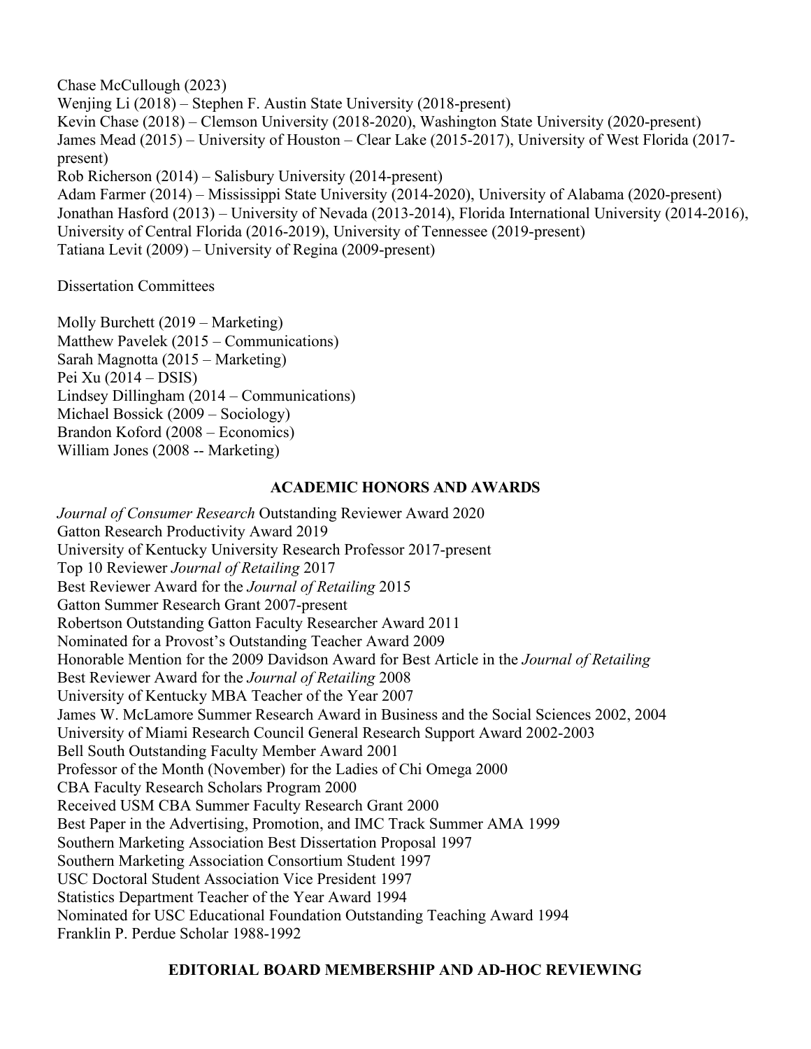Chase McCullough (2023)
Wenjing Li (2018) – Stephen F. Austin State University (2018-present)
Kevin Chase (2018) – Clemson University (2018-2020), Washington State University (2020-present)
James Mead (2015) – University of Houston – Clear Lake (2015-2017), University of West Florida (2017-present)
Rob Richerson (2014) – Salisbury University (2014-present)
Adam Farmer (2014) – Mississippi State University (2014-2020), University of Alabama (2020-present)
Jonathan Hasford (2013) – University of Nevada (2013-2014), Florida International University (2014-2016), University of Central Florida (2016-2019), University of Tennessee (2019-present)
Tatiana Levit (2009) – University of Regina (2009-present)

Dissertation Committees

Molly Burchett (2019 – Marketing)
Matthew Pavelek (2015 – Communications)
Sarah Magnotta (2015 – Marketing)
Pei Xu (2014 – DSIS)
Lindsey Dillingham (2014 – Communications)
Michael Bossick (2009 – Sociology)
Brandon Koford (2008 – Economics)
William Jones (2008 -- Marketing)

## ACADEMIC HONORS AND AWARDS

*Journal of Consumer Research* Outstanding Reviewer Award 2020
Gatton Research Productivity Award 2019
University of Kentucky University Research Professor 2017-present
Top 10 Reviewer *Journal of Retailing* 2017
Best Reviewer Award for the *Journal of Retailing* 2015
Gatton Summer Research Grant 2007-present
Robertson Outstanding Gatton Faculty Researcher Award 2011
Nominated for a Provost's Outstanding Teacher Award 2009
Honorable Mention for the 2009 Davidson Award for Best Article in the *Journal of Retailing*
Best Reviewer Award for the *Journal of Retailing* 2008
University of Kentucky MBA Teacher of the Year 2007
James W. McLamore Summer Research Award in Business and the Social Sciences 2002, 2004
University of Miami Research Council General Research Support Award 2002-2003
Bell South Outstanding Faculty Member Award 2001
Professor of the Month (November) for the Ladies of Chi Omega 2000
CBA Faculty Research Scholars Program 2000
Received USM CBA Summer Faculty Research Grant 2000
Best Paper in the Advertising, Promotion, and IMC Track Summer AMA 1999
Southern Marketing Association Best Dissertation Proposal 1997
Southern Marketing Association Consortium Student 1997
USC Doctoral Student Association Vice President 1997
Statistics Department Teacher of the Year Award 1994
Nominated for USC Educational Foundation Outstanding Teaching Award 1994
Franklin P. Perdue Scholar 1988-1992

## EDITORIAL BOARD MEMBERSHIP AND AD-HOC REVIEWING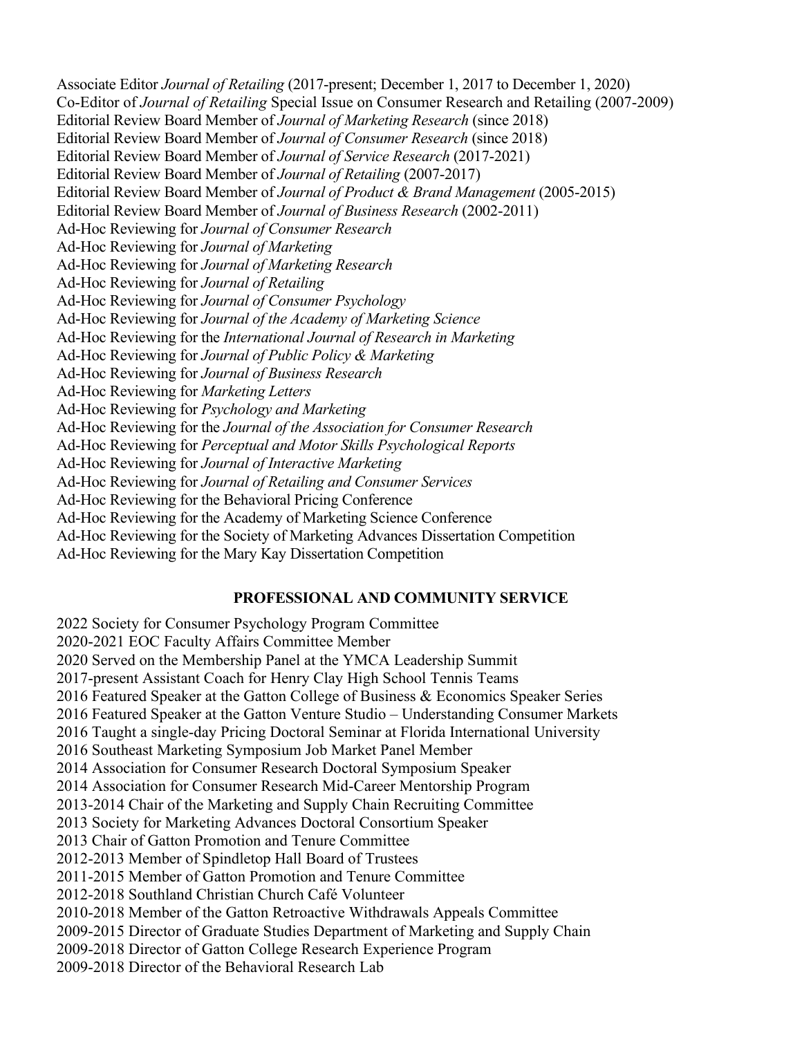Associate Editor *Journal of Retailing* (2017-present; December 1, 2017 to December 1, 2020)
Co-Editor of *Journal of Retailing* Special Issue on Consumer Research and Retailing (2007-2009)
Editorial Review Board Member of *Journal of Marketing Research* (since 2018)
Editorial Review Board Member of *Journal of Consumer Research* (since 2018)
Editorial Review Board Member of *Journal of Service Research* (2017-2021)
Editorial Review Board Member of *Journal of Retailing* (2007-2017)
Editorial Review Board Member of *Journal of Product & Brand Management* (2005-2015)
Editorial Review Board Member of *Journal of Business Research* (2002-2011)
Ad-Hoc Reviewing for *Journal of Consumer Research*
Ad-Hoc Reviewing for *Journal of Marketing*
Ad-Hoc Reviewing for *Journal of Marketing Research*
Ad-Hoc Reviewing for *Journal of Retailing*
Ad-Hoc Reviewing for *Journal of Consumer Psychology*
Ad-Hoc Reviewing for *Journal of the Academy of Marketing Science*
Ad-Hoc Reviewing for the *International Journal of Research in Marketing*
Ad-Hoc Reviewing for *Journal of Public Policy & Marketing*
Ad-Hoc Reviewing for *Journal of Business Research*
Ad-Hoc Reviewing for *Marketing Letters*
Ad-Hoc Reviewing for *Psychology and Marketing*
Ad-Hoc Reviewing for the *Journal of the Association for Consumer Research*
Ad-Hoc Reviewing for *Perceptual and Motor Skills Psychological Reports*
Ad-Hoc Reviewing for *Journal of Interactive Marketing*
Ad-Hoc Reviewing for *Journal of Retailing and Consumer Services*
Ad-Hoc Reviewing for the Behavioral Pricing Conference
Ad-Hoc Reviewing for the Academy of Marketing Science Conference
Ad-Hoc Reviewing for the Society of Marketing Advances Dissertation Competition
Ad-Hoc Reviewing for the Mary Kay Dissertation Competition

## PROFESSIONAL AND COMMUNITY SERVICE

2022 Society for Consumer Psychology Program Committee
2020-2021 EOC Faculty Affairs Committee Member
2020 Served on the Membership Panel at the YMCA Leadership Summit
2017-present Assistant Coach for Henry Clay High School Tennis Teams
2016 Featured Speaker at the Gatton College of Business & Economics Speaker Series
2016 Featured Speaker at the Gatton Venture Studio – Understanding Consumer Markets
2016 Taught a single-day Pricing Doctoral Seminar at Florida International University
2016 Southeast Marketing Symposium Job Market Panel Member
2014 Association for Consumer Research Doctoral Symposium Speaker
2014 Association for Consumer Research Mid-Career Mentorship Program
2013-2014 Chair of the Marketing and Supply Chain Recruiting Committee
2013 Society for Marketing Advances Doctoral Consortium Speaker
2013 Chair of Gatton Promotion and Tenure Committee
2012-2013 Member of Spindletop Hall Board of Trustees
2011-2015 Member of Gatton Promotion and Tenure Committee
2012-2018 Southland Christian Church Café Volunteer
2010-2018 Member of the Gatton Retroactive Withdrawals Appeals Committee
2009-2015 Director of Graduate Studies Department of Marketing and Supply Chain
2009-2018 Director of Gatton College Research Experience Program
2009-2018 Director of the Behavioral Research Lab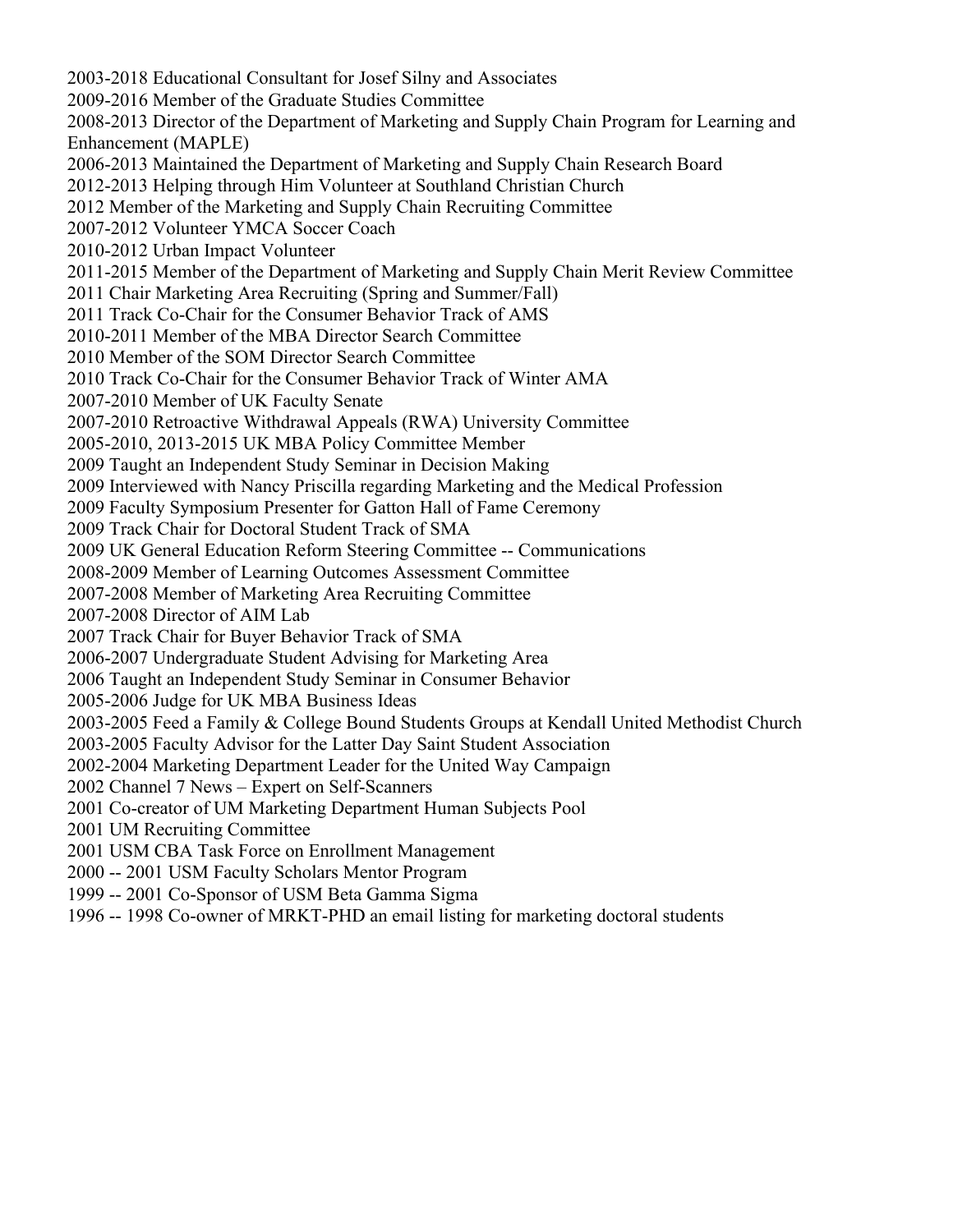2003-2018 Educational Consultant for Josef Silny and Associates

2009-2016 Member of the Graduate Studies Committee

2008-2013 Director of the Department of Marketing and Supply Chain Program for Learning and Enhancement (MAPLE)

2006-2013 Maintained the Department of Marketing and Supply Chain Research Board

2012-2013 Helping through Him Volunteer at Southland Christian Church

2012 Member of the Marketing and Supply Chain Recruiting Committee

2007-2012 Volunteer YMCA Soccer Coach

2010-2012 Urban Impact Volunteer

2011-2015 Member of the Department of Marketing and Supply Chain Merit Review Committee

2011 Chair Marketing Area Recruiting (Spring and Summer/Fall)

2011 Track Co-Chair for the Consumer Behavior Track of AMS

2010-2011 Member of the MBA Director Search Committee

2010 Member of the SOM Director Search Committee

2010 Track Co-Chair for the Consumer Behavior Track of Winter AMA

2007-2010 Member of UK Faculty Senate

2007-2010 Retroactive Withdrawal Appeals (RWA) University Committee

2005-2010, 2013-2015 UK MBA Policy Committee Member

2009 Taught an Independent Study Seminar in Decision Making

2009 Interviewed with Nancy Priscilla regarding Marketing and the Medical Profession

2009 Faculty Symposium Presenter for Gatton Hall of Fame Ceremony

2009 Track Chair for Doctoral Student Track of SMA

2009 UK General Education Reform Steering Committee -- Communications

2008-2009 Member of Learning Outcomes Assessment Committee

2007-2008 Member of Marketing Area Recruiting Committee

2007-2008 Director of AIM Lab

2007 Track Chair for Buyer Behavior Track of SMA

2006-2007 Undergraduate Student Advising for Marketing Area

2006 Taught an Independent Study Seminar in Consumer Behavior

2005-2006 Judge for UK MBA Business Ideas

2003-2005 Feed a Family & College Bound Students Groups at Kendall United Methodist Church

2003-2005 Faculty Advisor for the Latter Day Saint Student Association

2002-2004 Marketing Department Leader for the United Way Campaign

2002 Channel 7 News – Expert on Self-Scanners

2001 Co-creator of UM Marketing Department Human Subjects Pool

2001 UM Recruiting Committee

2001 USM CBA Task Force on Enrollment Management

2000 -- 2001 USM Faculty Scholars Mentor Program

1999 -- 2001 Co-Sponsor of USM Beta Gamma Sigma

1996 -- 1998 Co-owner of MRKT-PHD an email listing for marketing doctoral students